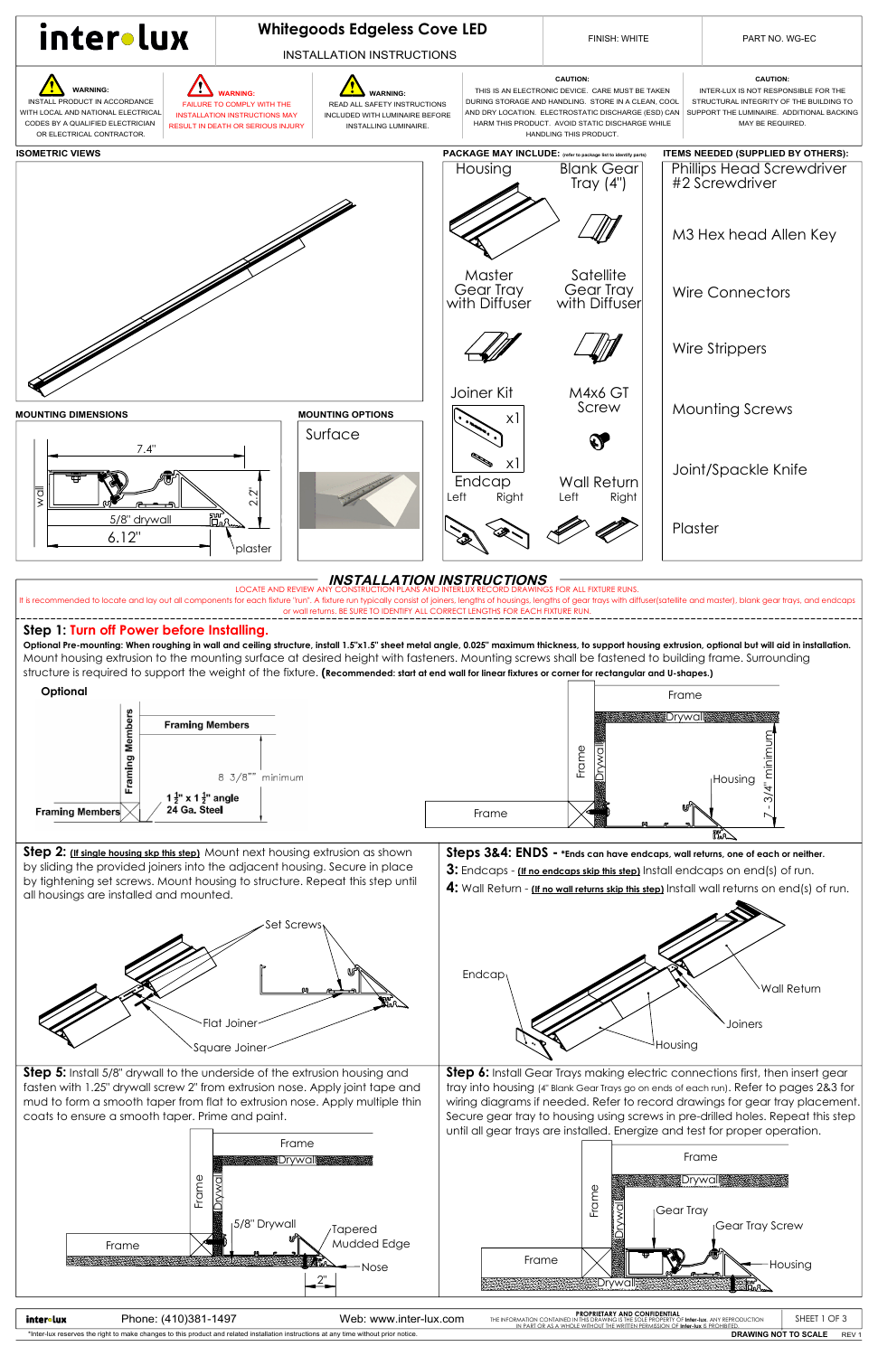# inter-lux

## Whitegoods Edgeless Cove LED

INSTALLATION INSTRUCTIONS

FINISH: WHITE

PART NO. WG-EC

**WARNING:** INSTALL PRODUCT IN ACCORDANCE WITH LOCAL AND NATIONAL ELECTRICAL CODES BY A QUALIFIED ELECTRICIAN OR ELECTRICAL CONTRACTOR.

**WARNING:** FAILURE TO COMPLY WITH THE INSTALLATION INSTRUCTIONS MAY RESULT IN DEATH OR SERIOUS INJURY

**WARNING:** READ ALL SAFETY INSTRUCTIONS INCLUDED WITH LUMINAIRE BEFORE INSTALLING LUMINAIRE.

**CAUTION:** THIS IS AN ELECTRONIC DEVICE. CARE MUST BE TAKEN DURING STORAGE AND HANDLING. STORE IN A CLEAN, COOL AND DRY LOCATION. ELECTROSTATIC DISCHARGE (ESD) CAN HARM THIS PRODUCT. AVOID STATIC DISCHARGE WHILE HANDLING THIS PRODUCT.

**CAUTION:** INTER-LUX IS NOT RESPONSIBLE FOR THE STRUCTURAL INTEGRITY OF THE BUILDING TO SUPPORT THE LUMINAIRE. ADDITIONAL BACKING MAY BE REQUIRED.

### ISOMETRIC VIEWS

### PACKAGE MAY INCLUDE: (refer to package list to identify parts)

- Housing
- Blank Gear Tray (4")
- Master Gear Tray with Diffuser
- Satellite Gear Tray with Diffuser
- Joiner Kit (x1, x1)
- M4x6 GT Screw
- Endcap (Left, Right)
- Wall Return (Left, Right)

### ITEMS NEEDED (SUPPLIED BY OTHERS):

- Phillips Head Screwdriver #2 Screwdriver
- M3 Hex head Allen Key
- Wire Connectors
- Wire Strippers
- Mounting Screws
- Joint/Spackle Knife
- Plaster

### MOUNTING DIMENSIONS

7.4"; 2.2"; 5/8" drywall; 6.12"; wall; plaster

### MOUNTING OPTIONS

Surface

## INSTALLATION INSTRUCTIONS

LOCATE AND REVIEW ANY CONSTRUCTION PLANS AND INTERLUX RECORD DRAWINGS FOR ALL FIXTURE RUNS.
It is recommended to locate and lay out all components for each fixture "run". A fixture run typically consist of joiners, lengths of housings, lengths of gear trays with diffuser(satellite and master), blank gear trays, and endcaps or wall returns. BE SURE TO IDENTIFY ALL CORRECT LENGTHS FOR EACH FIXTURE RUN.

**Step 1: Turn off Power before Installing.**

**Optional Pre-mounting: When roughing in wall and ceiling structure, install 1.5"x1.5" sheet metal angle, 0.025" maximum thickness, to support housing extrusion, optional but will aid in installation.**
Mount housing extrusion to the mounting surface at desired height with fasteners. Mounting screws shall be fastened to building frame. Surrounding structure is required to support the weight of the fixture. **(Recommended: start at end wall for linear fixtures or corner for rectangular and U-shapes.)**

Optional: Framing Members; 8 3/8" minimum; 1 ½" x 1 ½" angle 24 Ga. Steel; Framing Members

Frame; Drywall; Housing; 7 - 3/4" minimum

**Step 2:** (If single housing skip this step) Mount next housing extrusion as shown by sliding the provided joiners into the adjacent housing. Secure in place by tightening set screws. Mount housing to structure. Repeat this step until all housings are installed and mounted.

Set Screws; Flat Joiner; Square Joiner

**Steps 3&4: ENDS - \*Ends can have endcaps, wall returns, one of each or neither.**

**3:** Endcaps - (If no endcaps skip this step) Install endcaps on end(s) of run.

**4:** Wall Return - (If no wall returns skip this step) Install wall returns on end(s) of run.

Endcap; Wall Return; Joiners; Housing

**Step 5:** Install 5/8" drywall to the underside of the extrusion housing and fasten with 1.25" drywall screw 2" from extrusion nose. Apply joint tape and mud to form a smooth taper from flat to extrusion nose. Apply multiple thin coats to ensure a smooth taper. Prime and paint.

Frame; Drywall; 5/8" Drywall; Tapered Mudded Edge; Nose; 2"

**Step 6:** Install Gear Trays making electric connections first, then insert gear tray into housing (4" Blank Gear Trays go on ends of each run). Refer to pages 2&3 for wiring diagrams if needed. Refer to record drawings for gear tray placement. Secure gear tray to housing using screws in pre-drilled holes. Repeat this step until all gear trays are installed. Energize and test for proper operation.

Frame; Drywall; Gear Tray; Gear Tray Screw; Housing

inter-lux Phone: (410)381-1497 Web: www.inter-lux.com

PROPRIETARY AND CONFIDENTIAL — THE INFORMATION CONTAINED IN THIS DRAWING IS THE SOLE PROPERTY OF Inter-lux. ANY REPRODUCTION IN PART OR AS A WHOLE WITHOUT THE WRITTEN PERMISSION OF Inter-lux IS PROHIBITED.

DRAWING NOT TO SCALE — REV 1

\*Inter-lux reserves the right to make changes to this product and related installation instructions at any time without prior notice.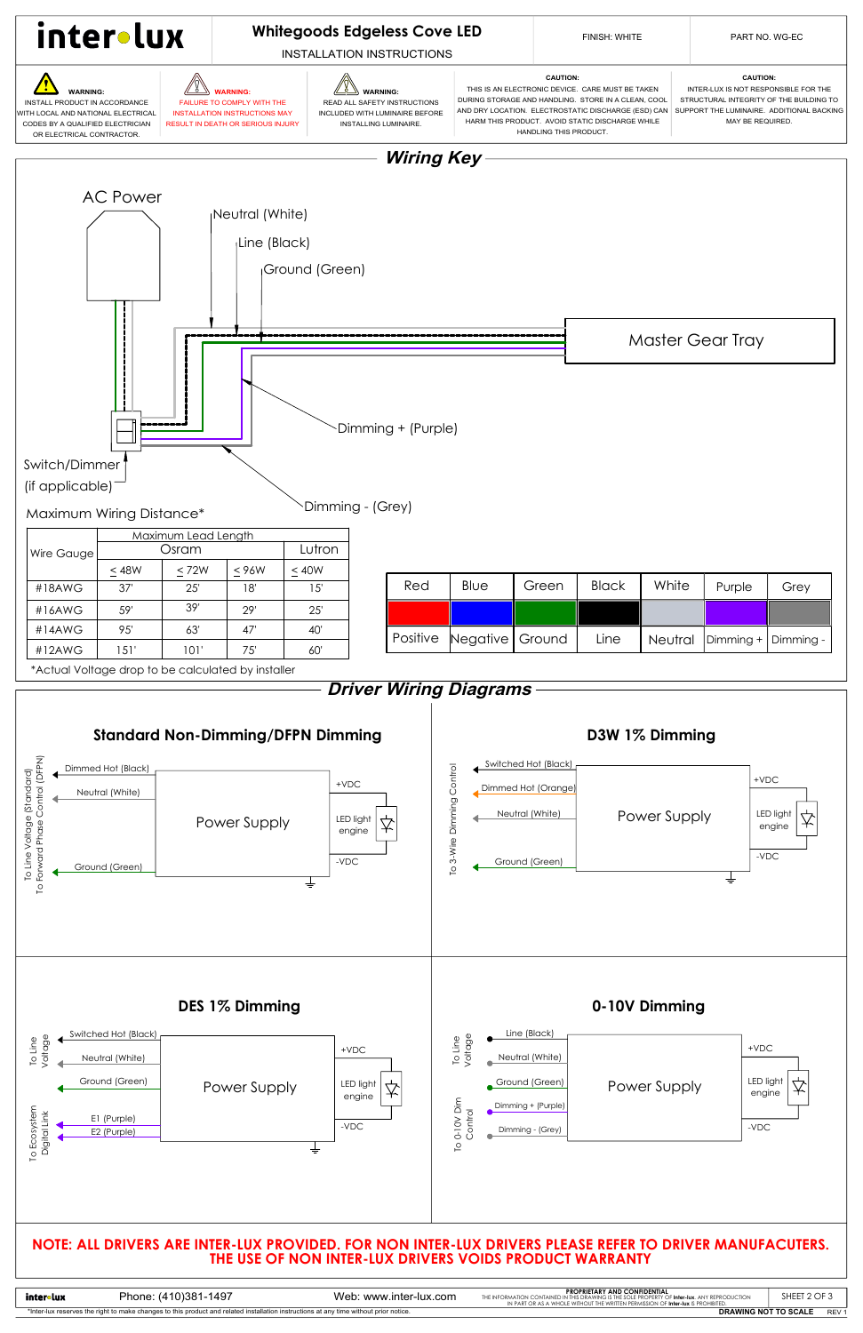# inter•lux

## Whitegoods Edgeless Cove LED

INSTALLATION INSTRUCTIONS

FINISH: WHITE

PART NO. WG-EC

**WARNING:** INSTALL PRODUCT IN ACCORDANCE WITH LOCAL AND NATIONAL ELECTRICAL CODES BY A QUALIFIED ELECTRICIAN OR ELECTRICAL CONTRACTOR.

**WARNING:** FAILURE TO COMPLY WITH THE INSTALLATION INSTRUCTIONS MAY RESULT IN DEATH OR SERIOUS INJURY

**WARNING:** READ ALL SAFETY INSTRUCTIONS INCLUDED WITH LUMINAIRE BEFORE INSTALLING LUMINAIRE.

**CAUTION:** THIS IS AN ELECTRONIC DEVICE. CARE MUST BE TAKEN DURING STORAGE AND HANDLING. STORE IN A CLEAN, COOL AND DRY LOCATION. ELECTROSTATIC DISCHARGE (ESD) CAN HARM THIS PRODUCT. AVOID STATIC DISCHARGE WHILE HANDLING THIS PRODUCT.

**CAUTION:** INTER-LUX IS NOT RESPONSIBLE FOR THE STRUCTURAL INTEGRITY OF THE BUILDING TO SUPPORT THE LUMINAIRE. ADDITIONAL BACKING MAY BE REQUIRED.

## Wiring Key

AC Power

Neutral (White)

Line (Black)

Ground (Green)

Master Gear Tray

Dimming + (Purple)

Dimming - (Grey)

Switch/Dimmer (if applicable)

Maximum Wiring Distance*

| Wire Gauge | Maximum Lead Length | | | |
|---|---|---|---|---|
| | Osram | | | Lutron |
| | ≤ 48W | ≤ 72W | ≤ 96W | ≤ 40W |
| #18AWG | 37' | 25' | 18' | 15' |
| #16AWG | 59' | 39' | 29' | 25' |
| #14AWG | 95' | 63' | 47' | 40' |
| #12AWG | 151' | 101' | 75' | 60' |

*Actual Voltage drop to be calculated by installer

| Red | Blue | Green | Black | White | Purple | Grey |
|---|---|---|---|---|---|---|
| Positive | Negative | Ground | Line | Neutral | Dimming + | Dimming - |

## Driver Wiring Diagrams

### Standard Non-Dimming/DFPN Dimming

To Line Voltage (Standard) / To Forward Phase Control (DFPN)

Dimmed Hot (Black), Neutral (White), Ground (Green) — Power Supply — +VDC, LED light engine, -VDC

### D3W 1% Dimming

To 3-Wire Dimming Control

Switched Hot (Black), Dimmed Hot (Orange), Neutral (White), Ground (Green) — Power Supply — +VDC, LED light engine, -VDC

### DES 1% Dimming

To Line Voltage: Switched Hot (Black), Neutral (White), Ground (Green)

To Ecosystem Digital Link: E1 (Purple), E2 (Purple)

Power Supply — +VDC, LED light engine, -VDC

### 0-10V Dimming

To Line Voltage: Line (Black), Neutral (White), Ground (Green)

To 0-10V Dim Control: Dimming + (Purple), Dimming - (Grey)

Power Supply — +VDC, LED light engine, -VDC

**NOTE: ALL DRIVERS ARE INTER-LUX PROVIDED. FOR NON INTER-LUX DRIVERS PLEASE REFER TO DRIVER MANUFACTURERS. THE USE OF NON INTER-LUX DRIVERS VOIDS PRODUCT WARRANTY**

inter•lux Phone: (410)381-1497 Web: www.inter-lux.com

PROPRIETARY AND CONFIDENTIAL: THE INFORMATION CONTAINED IN THIS DRAWING IS THE SOLE PROPERTY OF inter-lux. ANY REPRODUCTION IN PART OR AS A WHOLE WITHOUT THE WRITTEN PERMISSION OF inter-lux IS PROHIBITED.

*Inter-lux reserves the right to make changes to this product and related installation instructions at any time without prior notice.

DRAWING NOT TO SCALE REV 1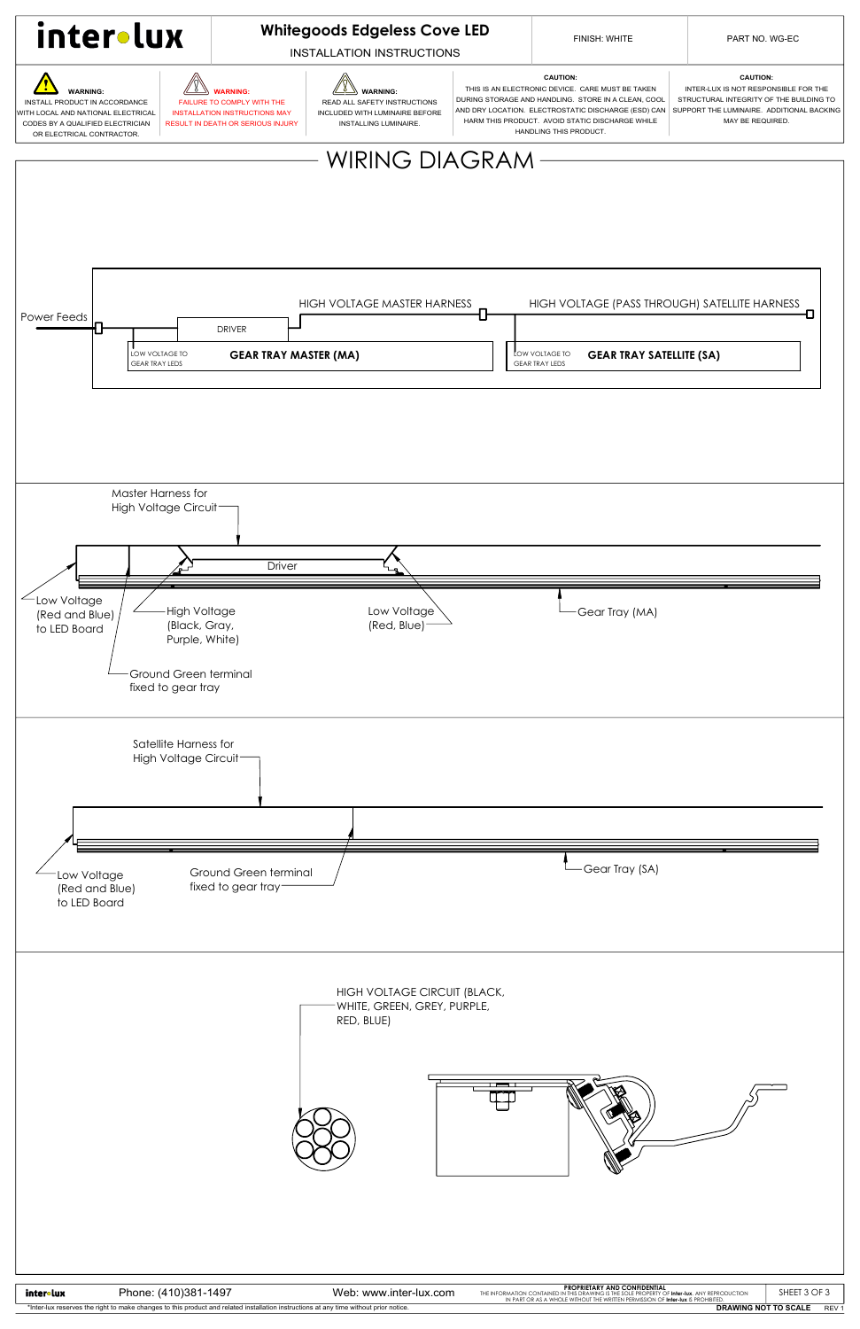# Whitegoods Edgeless Cove LED

INSTALLATION INSTRUCTIONS

FINISH: WHITE

PART NO. WG-EC

**WARNING:** INSTALL PRODUCT IN ACCORDANCE WITH LOCAL AND NATIONAL ELECTRICAL CODES BY A QUALIFIED ELECTRICIAN OR ELECTRICAL CONTRACTOR.

**WARNING:** FAILURE TO COMPLY WITH THE INSTALLATION INSTRUCTIONS MAY RESULT IN DEATH OR SERIOUS INJURY

**WARNING:** READ ALL SAFETY INSTRUCTIONS INCLUDED WITH LUMINAIRE BEFORE INSTALLING LUMINAIRE.

**CAUTION:** THIS IS AN ELECTRONIC DEVICE. CARE MUST BE TAKEN DURING STORAGE AND HANDLING. STORE IN A CLEAN, COOL AND DRY LOCATION. ELECTROSTATIC DISCHARGE (ESD) CAN HARM THIS PRODUCT. AVOID STATIC DISCHARGE WHILE HANDLING THIS PRODUCT.

**CAUTION:** INTER-LUX IS NOT RESPONSIBLE FOR THE STRUCTURAL INTEGRITY OF THE BUILDING TO SUPPORT THE LUMINAIRE. ADDITIONAL BACKING MAY BE REQUIRED.

## WIRING DIAGRAM

Power Feeds

HIGH VOLTAGE MASTER HARNESS

HIGH VOLTAGE (PASS THROUGH) SATELLITE HARNESS

DRIVER

LOW VOLTAGE TO GEAR TRAY LEDS

**GEAR TRAY MASTER (MA)**

LOW VOLTAGE TO GEAR TRAY LEDS

**GEAR TRAY SATELLITE (SA)**

Master Harness for High Voltage Circuit

Driver

Low Voltage (Red and Blue) to LED Board

High Voltage (Black, Gray, Purple, White)

Low Voltage (Red, Blue)

Gear Tray (MA)

Ground Green terminal fixed to gear tray

Satellite Harness for High Voltage Circuit

Low Voltage (Red and Blue) to LED Board

Ground Green terminal fixed to gear tray

Gear Tray (SA)

HIGH VOLTAGE CIRCUIT (BLACK, WHITE, GREEN, GREY, PURPLE, RED, BLUE)

Phone: (410)381-1497

Web: www.inter-lux.com

**PROPRIETARY AND CONFIDENTIAL** THE INFORMATION CONTAINED IN THIS DRAWING IS THE SOLE PROPERTY OF inter-lux. ANY REPRODUCTION IN PART OR AS A WHOLE WITHOUT THE WRITTEN PERMISSION OF inter-lux IS PROHIBITED.

*Inter-lux reserves the right to make changes to this product and related installation instructions at any time without prior notice.

**DRAWING NOT TO SCALE**

REV 1